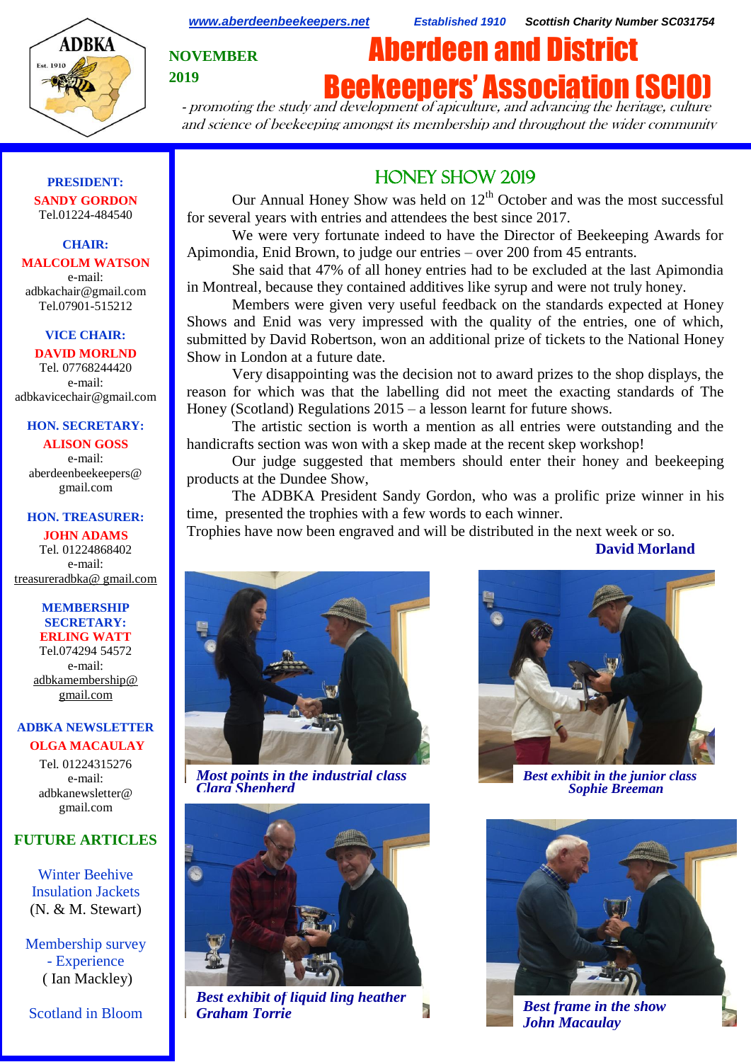www.aberdeenbeekeepers.net Established 1910 Scottish Charity Number SC031754

NOVEMBER 2019

# Aberdeen and District Beekeepers' Association (SCIO)

*- promoting the study and development of apiculture, and advancing the heritage, culture and science of beekeeping amongst its membership and throughout the wider community*

**PRESIDENT:**
**SANDY GORDON**
Tel.01224-484540

**CHAIR:**
**MALCOLM WATSON**
e-mail:
adbkachair@gmail.com
Tel.07901-515212

**VICE CHAIR:**
**DAVID MORLND**
Tel. 07768244420
e-mail:
adbkavicechair@gmail.com

**HON. SECRETARY:**
**ALISON GOSS**
e-mail:
aberdeenbeekeepers@gmail.com

**HON. TREASURER:**
**JOHN ADAMS**
Tel. 01224868402
e-mail:
treasureradbka@ gmail.com

**MEMBERSHIP SECRETARY:**
**ERLING WATT**
Tel.074294 54572
e-mail:
adbkamembership@gmail.com

**ADBKA NEWSLETTER**
**OLGA MACAULAY**
Tel. 01224315276
e-mail:
adbkanewsletter@gmail.com

**FUTURE ARTICLES**

Winter Beehive Insulation Jackets
(N. & M. Stewart)

Membership survey - Experience
( Ian Mackley)

Scotland in Bloom

## HONEY SHOW 2019

Our Annual Honey Show was held on 12th October and was the most successful for several years with entries and attendees the best since 2017.

We were very fortunate indeed to have the Director of Beekeeping Awards for Apimondia, Enid Brown, to judge our entries – over 200 from 45 entrants.

She said that 47% of all honey entries had to be excluded at the last Apimondia in Montreal, because they contained additives like syrup and were not truly honey.

Members were given very useful feedback on the standards expected at Honey Shows and Enid was very impressed with the quality of the entries, one of which, submitted by David Robertson, won an additional prize of tickets to the National Honey Show in London at a future date.

Very disappointing was the decision not to award prizes to the shop displays, the reason for which was that the labelling did not meet the exacting standards of The Honey (Scotland) Regulations 2015 – a lesson learnt for future shows.

The artistic section is worth a mention as all entries were outstanding and the handicrafts section was won with a skep made at the recent skep workshop!

Our judge suggested that members should enter their honey and beekeeping products at the Dundee Show,

The ADBKA President Sandy Gordon, who was a prolific prize winner in his time, presented the trophies with a few words to each winner.

Trophies have now been engraved and will be distributed in the next week or so.

**David Morland**

***Most points in the industrial class***
***Clara Shepherd***

***Best exhibit in the junior class***
***Sophie Breeman***

***Best exhibit of liquid ling heather***
***Graham Torrie***

***Best frame in the show***
***John Macaulay***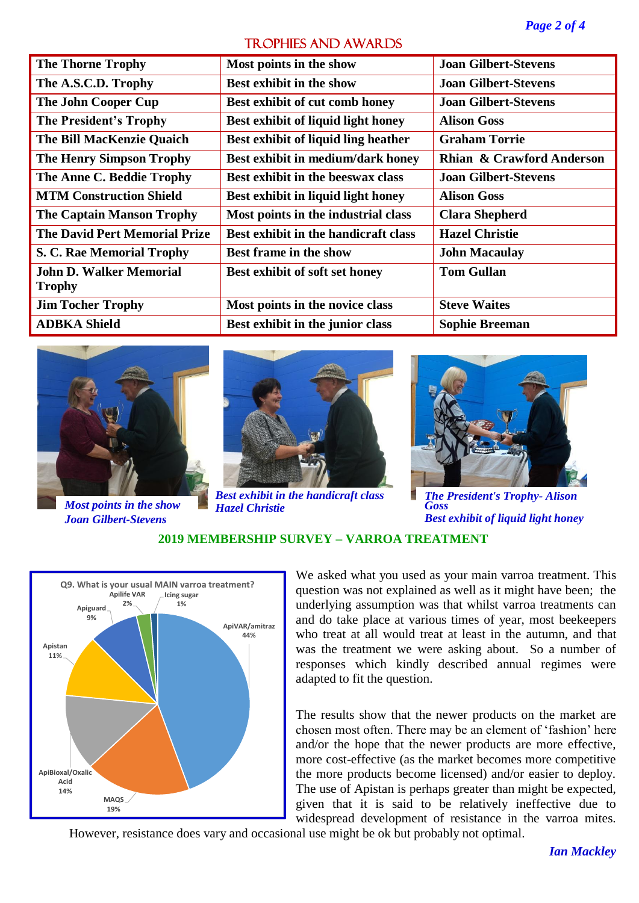## TROPHIES AND AWARDS

| | | |
|---|---|---|
| **The Thorne Trophy** | **Most points in the show** | **Joan Gilbert-Stevens** |
| **The A.S.C.D. Trophy** | **Best exhibit in the show** | **Joan Gilbert-Stevens** |
| **The John Cooper Cup** | **Best exhibit of cut comb honey** | **Joan Gilbert-Stevens** |
| **The President's Trophy** | **Best exhibit of liquid light honey** | **Alison Goss** |
| **The Bill MacKenzie Quaich** | **Best exhibit of liquid ling heather** | **Graham Torrie** |
| **The Henry Simpson Trophy** | **Best exhibit in medium/dark honey** | **Rhian & Crawford Anderson** |
| **The Anne C. Beddie Trophy** | **Best exhibit in the beeswax class** | **Joan Gilbert-Stevens** |
| **MTM Construction Shield** | **Best exhibit in liquid light honey** | **Alison Goss** |
| **The Captain Manson Trophy** | **Most points in the industrial class** | **Clara Shepherd** |
| **The David Pert Memorial Prize** | **Best exhibit in the handicraft class** | **Hazel Christie** |
| **S. C. Rae Memorial Trophy** | **Best frame in the show** | **John Macaulay** |
| **John D. Walker Memorial Trophy** | **Best exhibit of soft set honey** | **Tom Gullan** |
| **Jim Tocher Trophy** | **Most points in the novice class** | **Steve Waites** |
| **ADBKA Shield** | **Best exhibit in the junior class** | **Sophie Breeman** |

*Most points in the show*
*Joan Gilbert-Stevens*

*Best exhibit in the handicraft class*
*Hazel Christie*

*The President's Trophy- Alison Goss*
*Best exhibit of liquid light honey*

## 2019 MEMBERSHIP SURVEY – VARROA TREATMENT

Q9. What is your usual MAIN varroa treatment?

- ApiVAR/amitraz 44%
- MAQS 19%
- ApiBioxal/Oxalic Acid 14%
- Apistan 11%
- Apiguard 9%
- Apilife VAR 2%
- Icing sugar 1%

We asked what you used as your main varroa treatment. This question was not explained as well as it might have been; the underlying assumption was that whilst varroa treatments can and do take place at various times of year, most beekeepers who treat at all would treat at least in the autumn, and that was the treatment we were asking about. So a number of responses which kindly described annual regimes were adapted to fit the question.

The results show that the newer products on the market are chosen most often. There may be an element of 'fashion' here and/or the hope that the newer products are more effective, more cost-effective (as the market becomes more competitive the more products become licensed) and/or easier to deploy. The use of Apistan is perhaps greater than might be expected, given that it is said to be relatively ineffective due to widespread development of resistance in the varroa mites. However, resistance does vary and occasional use might be ok but probably not optimal.

*Ian Mackley*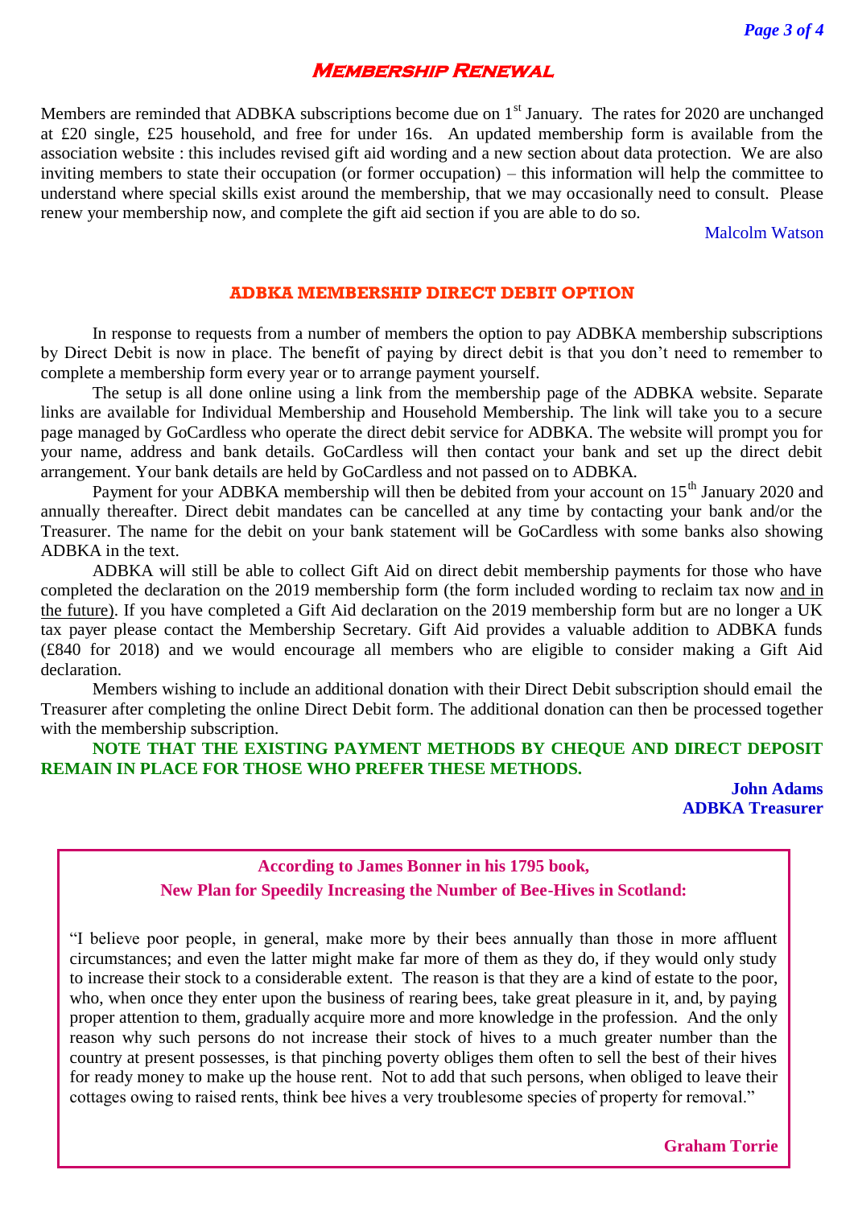## Membership Renewal

Members are reminded that ADBKA subscriptions become due on 1st January. The rates for 2020 are unchanged at £20 single, £25 household, and free for under 16s. An updated membership form is available from the association website : this includes revised gift aid wording and a new section about data protection. We are also inviting members to state their occupation (or former occupation) – this information will help the committee to understand where special skills exist around the membership, that we may occasionally need to consult. Please renew your membership now, and complete the gift aid section if you are able to do so.

Malcolm Watson

## ADBKA MEMBERSHIP DIRECT DEBIT OPTION

In response to requests from a number of members the option to pay ADBKA membership subscriptions by Direct Debit is now in place. The benefit of paying by direct debit is that you don't need to remember to complete a membership form every year or to arrange payment yourself.

The setup is all done online using a link from the membership page of the ADBKA website. Separate links are available for Individual Membership and Household Membership. The link will take you to a secure page managed by GoCardless who operate the direct debit service for ADBKA. The website will prompt you for your name, address and bank details. GoCardless will then contact your bank and set up the direct debit arrangement. Your bank details are held by GoCardless and not passed on to ADBKA.

Payment for your ADBKA membership will then be debited from your account on 15th January 2020 and annually thereafter. Direct debit mandates can be cancelled at any time by contacting your bank and/or the Treasurer. The name for the debit on your bank statement will be GoCardless with some banks also showing ADBKA in the text.

ADBKA will still be able to collect Gift Aid on direct debit membership payments for those who have completed the declaration on the 2019 membership form (the form included wording to reclaim tax now and in the future). If you have completed a Gift Aid declaration on the 2019 membership form but are no longer a UK tax payer please contact the Membership Secretary. Gift Aid provides a valuable addition to ADBKA funds (£840 for 2018) and we would encourage all members who are eligible to consider making a Gift Aid declaration.

Members wishing to include an additional donation with their Direct Debit subscription should email the Treasurer after completing the online Direct Debit form. The additional donation can then be processed together with the membership subscription.

**NOTE THAT THE EXISTING PAYMENT METHODS BY CHEQUE AND DIRECT DEPOSIT REMAIN IN PLACE FOR THOSE WHO PREFER THESE METHODS.**

**John Adams**
**ADBKA Treasurer**

---

**According to James Bonner in his 1795 book,**
**New Plan for Speedily Increasing the Number of Bee-Hives in Scotland:**

"I believe poor people, in general, make more by their bees annually than those in more affluent circumstances; and even the latter might make far more of them as they do, if they would only study to increase their stock to a considerable extent. The reason is that they are a kind of estate to the poor, who, when once they enter upon the business of rearing bees, take great pleasure in it, and, by paying proper attention to them, gradually acquire more and more knowledge in the profession. And the only reason why such persons do not increase their stock of hives to a much greater number than the country at present possesses, is that pinching poverty obliges them often to sell the best of their hives for ready money to make up the house rent. Not to add that such persons, when obliged to leave their cottages owing to raised rents, think bee hives a very troublesome species of property for removal."

**Graham Torrie**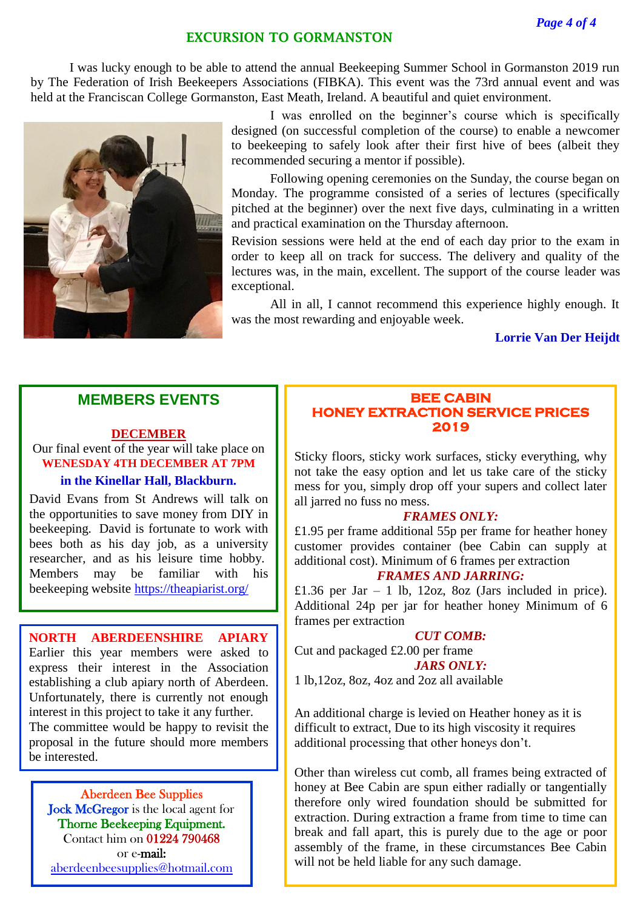## EXCURSION TO GORMANSTON

I was lucky enough to be able to attend the annual Beekeeping Summer School in Gormanston 2019 run by The Federation of Irish Beekeepers Associations (FIBKA). This event was the 73rd annual event and was held at the Franciscan College Gormanston, East Meath, Ireland. A beautiful and quiet environment.

I was enrolled on the beginner's course which is specifically designed (on successful completion of the course) to enable a newcomer to beekeeping to safely look after their first hive of bees (albeit they recommended securing a mentor if possible).

Following opening ceremonies on the Sunday, the course began on Monday. The programme consisted of a series of lectures (specifically pitched at the beginner) over the next five days, culminating in a written and practical examination on the Thursday afternoon.

Revision sessions were held at the end of each day prior to the exam in order to keep all on track for success. The delivery and quality of the lectures was, in the main, excellent. The support of the course leader was exceptional.

All in all, I cannot recommend this experience highly enough. It was the most rewarding and enjoyable week.

**Lorrie Van Der Heijdt**

## MEMBERS EVENTS

**DECEMBER**

Our final event of the year will take place on **WENESDAY 4TH DECEMBER AT 7PM in the Kinellar Hall, Blackburn.**

David Evans from St Andrews will talk on the opportunities to save money from DIY in beekeeping. David is fortunate to work with bees both as his day job, as a university researcher, and as his leisure time hobby. Members may be familiar with his beekeeping website https://theapiarist.org/

**NORTH ABERDEENSHIRE APIARY**

Earlier this year members were asked to express their interest in the Association establishing a club apiary north of Aberdeen. Unfortunately, there is currently not enough interest in this project to take it any further. The committee would be happy to revisit the proposal in the future should more members be interested.

Aberdeen Bee Supplies
Jock McGregor is the local agent for
Thorne Beekeeping Equipment.
Contact him on 01224 790468
or e-**mail:**
aberdeenbeesupplies@hotmail.com

## BEE CABIN HONEY EXTRACTION SERVICE PRICES 2019

Sticky floors, sticky work surfaces, sticky everything, why not take the easy option and let us take care of the sticky mess for you, simply drop off your supers and collect later all jarred no fuss no mess.

***FRAMES ONLY:***

£1.95 per frame additional 55p per frame for heather honey customer provides container (bee Cabin can supply at additional cost). Minimum of 6 frames per extraction

***FRAMES AND JARRING:***

£1.36 per Jar – 1 lb, 12oz, 8oz (Jars included in price). Additional 24p per jar for heather honey Minimum of 6 frames per extraction

***CUT COMB:***

Cut and packaged £2.00 per frame

***JARS ONLY:***

1 lb,12oz, 8oz, 4oz and 2oz all available

An additional charge is levied on Heather honey as it is difficult to extract, Due to its high viscosity it requires additional processing that other honeys don't.

Other than wireless cut comb, all frames being extracted of honey at Bee Cabin are spun either radially or tangentially therefore only wired foundation should be submitted for extraction. During extraction a frame from time to time can break and fall apart, this is purely due to the age or poor assembly of the frame, in these circumstances Bee Cabin will not be held liable for any such damage.